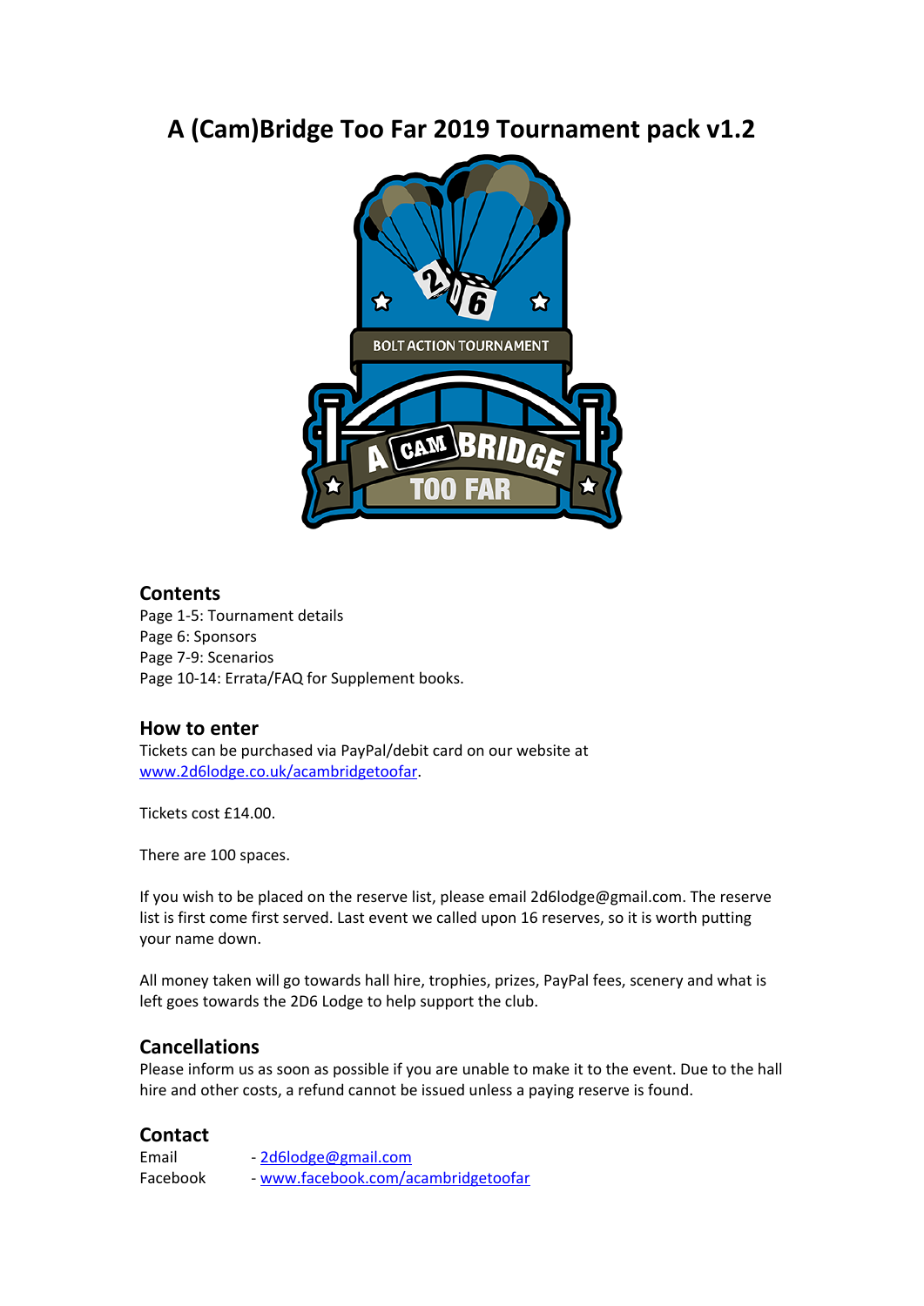# A (Cam)Bridge Too Far 2019 Tournament pack v1.2

## Contents

Page 1-5: Tournament details
Page 6: Sponsors
Page 7-9: Scenarios
Page 10-14: Errata/FAQ for Supplement books.

## How to enter

Tickets can be purchased via PayPal/debit card on our website at [www.2d6lodge.co.uk/acambridgetoofar](www.2d6lodge.co.uk/acambridgetoofar).

Tickets cost £14.00.

There are 100 spaces.

If you wish to be placed on the reserve list, please email 2d6lodge@gmail.com. The reserve list is first come first served. Last event we called upon 16 reserves, so it is worth putting your name down.

All money taken will go towards hall hire, trophies, prizes, PayPal fees, scenery and what is left goes towards the 2D6 Lodge to help support the club.

## Cancellations

Please inform us as soon as possible if you are unable to make it to the event. Due to the hall hire and other costs, a refund cannot be issued unless a paying reserve is found.

## Contact

Email - [2d6lodge@gmail.com](mailto:2d6lodge@gmail.com)
Facebook - [www.facebook.com/acambridgetoofar](www.facebook.com/acambridgetoofar)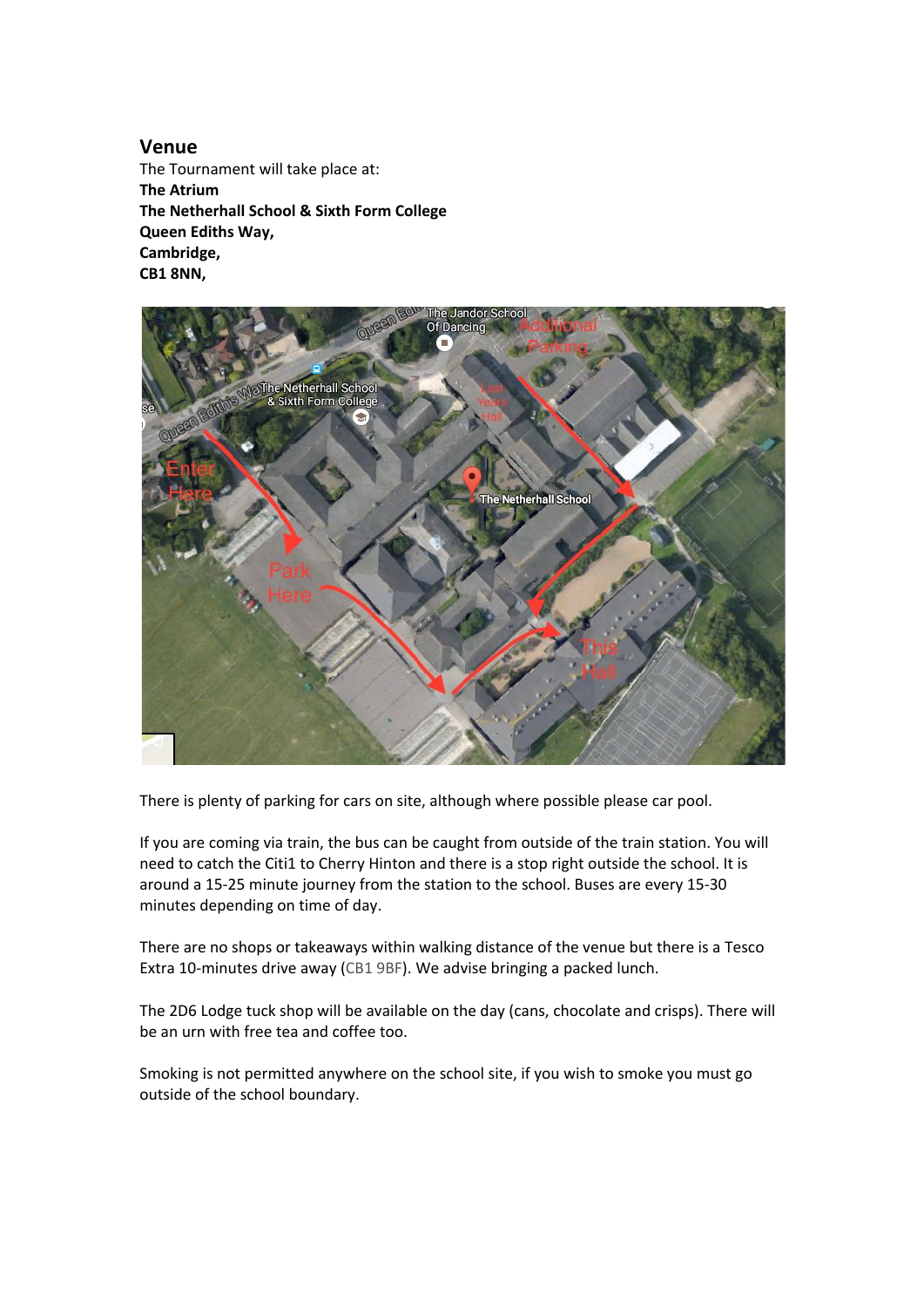## Venue

The Tournament will take place at:
**The Atrium**
**The Netherhall School & Sixth Form College**
**Queen Ediths Way,**
**Cambridge,**
**CB1 8NN,**

There is plenty of parking for cars on site, although where possible please car pool.

If you are coming via train, the bus can be caught from outside of the train station. You will need to catch the Citi1 to Cherry Hinton and there is a stop right outside the school. It is around a 15-25 minute journey from the station to the school. Buses are every 15-30 minutes depending on time of day.

There are no shops or takeaways within walking distance of the venue but there is a Tesco Extra 10-minutes drive away (CB1 9BF). We advise bringing a packed lunch.

The 2D6 Lodge tuck shop will be available on the day (cans, chocolate and crisps). There will be an urn with free tea and coffee too.

Smoking is not permitted anywhere on the school site, if you wish to smoke you must go outside of the school boundary.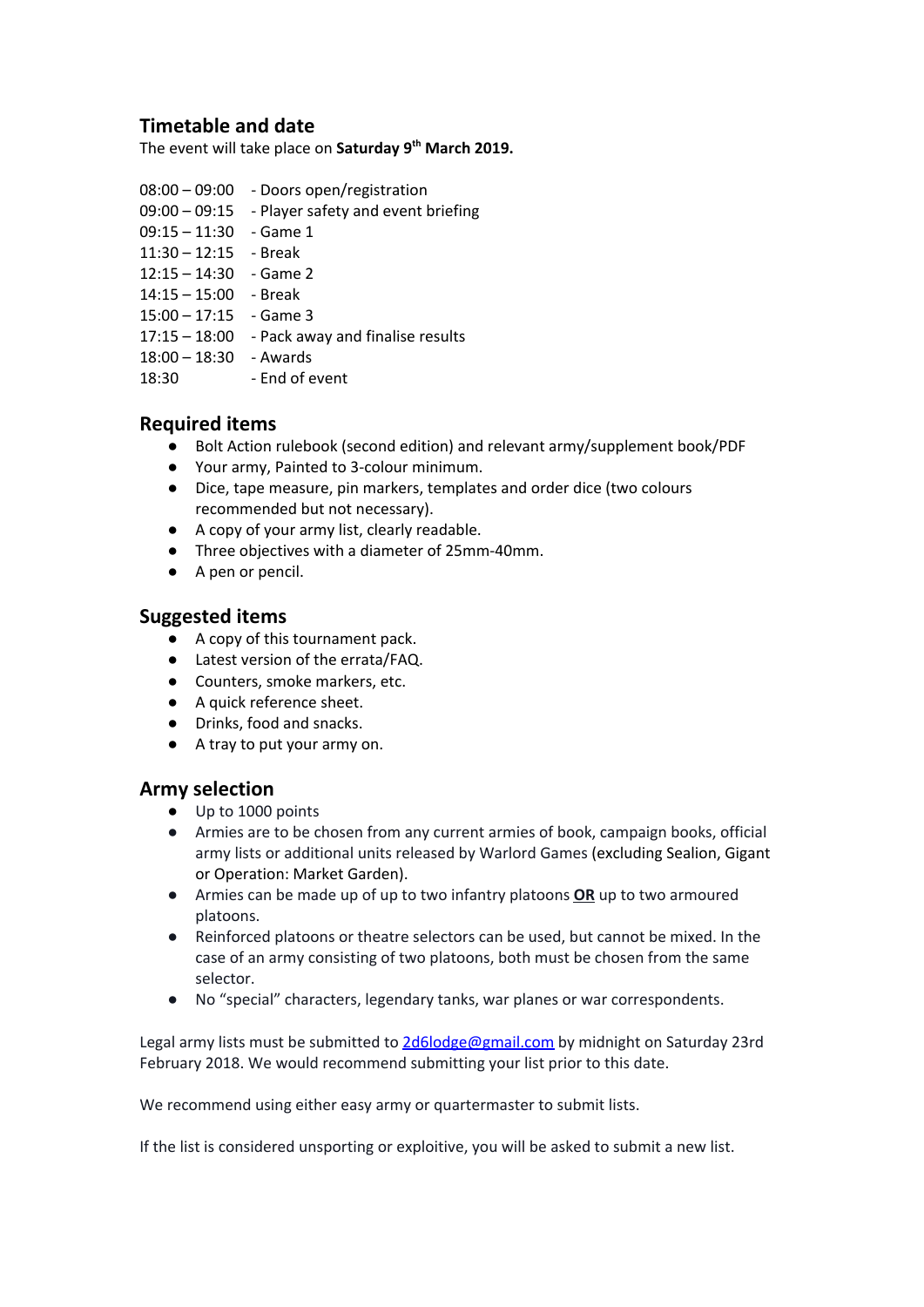## Timetable and date

The event will take place on **Saturday 9th March 2019.**

08:00 – 09:00 - Doors open/registration
09:00 – 09:15 - Player safety and event briefing
09:15 – 11:30 - Game 1
11:30 – 12:15 - Break
12:15 – 14:30 - Game 2
14:15 – 15:00 - Break
15:00 – 17:15 - Game 3
17:15 – 18:00 - Pack away and finalise results
18:00 – 18:30 - Awards
18:30 - End of event

## Required items

- Bolt Action rulebook (second edition) and relevant army/supplement book/PDF
- Your army, Painted to 3-colour minimum.
- Dice, tape measure, pin markers, templates and order dice (two colours recommended but not necessary).
- A copy of your army list, clearly readable.
- Three objectives with a diameter of 25mm-40mm.
- A pen or pencil.

## Suggested items

- A copy of this tournament pack.
- Latest version of the errata/FAQ.
- Counters, smoke markers, etc.
- A quick reference sheet.
- Drinks, food and snacks.
- A tray to put your army on.

## Army selection

- Up to 1000 points
- Armies are to be chosen from any current armies of book, campaign books, official army lists or additional units released by Warlord Games (excluding Sealion, Gigant or Operation: Market Garden).
- Armies can be made up of up to two infantry platoons **OR** up to two armoured platoons.
- Reinforced platoons or theatre selectors can be used, but cannot be mixed. In the case of an army consisting of two platoons, both must be chosen from the same selector.
- No "special" characters, legendary tanks, war planes or war correspondents.

Legal army lists must be submitted to [2d6lodge@gmail.com](mailto:2d6lodge@gmail.com) by midnight on Saturday 23rd February 2018. We would recommend submitting your list prior to this date.

We recommend using either easy army or quartermaster to submit lists.

If the list is considered unsporting or exploitive, you will be asked to submit a new list.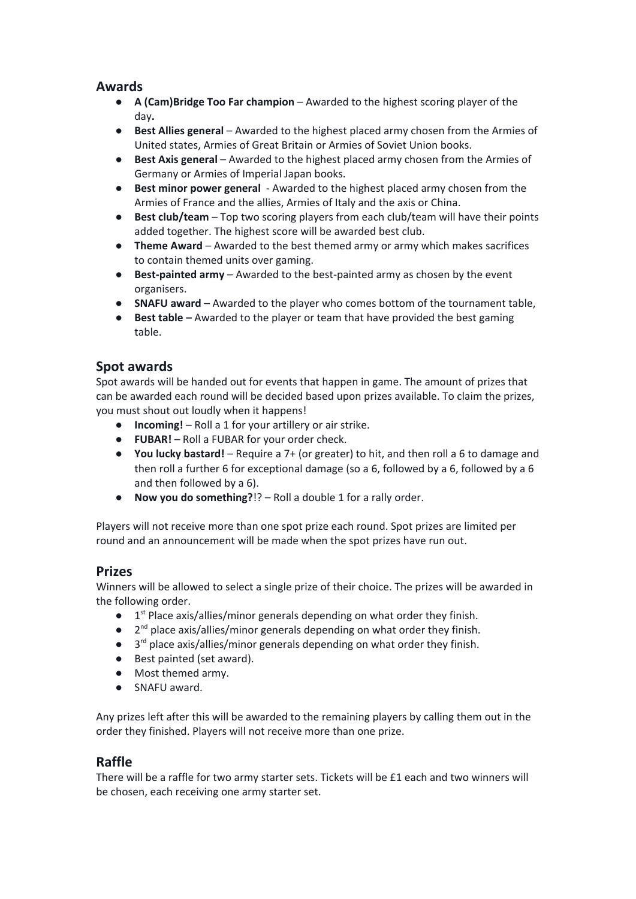## Awards

- **A (Cam)Bridge Too Far champion** – Awarded to the highest scoring player of the day**.**
- **Best Allies general** – Awarded to the highest placed army chosen from the Armies of United states, Armies of Great Britain or Armies of Soviet Union books.
- **Best Axis general** – Awarded to the highest placed army chosen from the Armies of Germany or Armies of Imperial Japan books.
- **Best minor power general** - Awarded to the highest placed army chosen from the Armies of France and the allies, Armies of Italy and the axis or China.
- **Best club/team** – Top two scoring players from each club/team will have their points added together. The highest score will be awarded best club.
- **Theme Award** – Awarded to the best themed army or army which makes sacrifices to contain themed units over gaming.
- **Best-painted army** – Awarded to the best-painted army as chosen by the event organisers.
- **SNAFU award** – Awarded to the player who comes bottom of the tournament table,
- **Best table –** Awarded to the player or team that have provided the best gaming table.

## Spot awards

Spot awards will be handed out for events that happen in game. The amount of prizes that can be awarded each round will be decided based upon prizes available. To claim the prizes, you must shout out loudly when it happens!

- **Incoming!** – Roll a 1 for your artillery or air strike.
- **FUBAR!** – Roll a FUBAR for your order check.
- **You lucky bastard!** – Require a 7+ (or greater) to hit, and then roll a 6 to damage and then roll a further 6 for exceptional damage (so a 6, followed by a 6, followed by a 6 and then followed by a 6).
- **Now you do something?**!? – Roll a double 1 for a rally order.

Players will not receive more than one spot prize each round. Spot prizes are limited per round and an announcement will be made when the spot prizes have run out.

## Prizes

Winners will be allowed to select a single prize of their choice. The prizes will be awarded in the following order.

- 1st Place axis/allies/minor generals depending on what order they finish.
- 2nd place axis/allies/minor generals depending on what order they finish.
- 3rd place axis/allies/minor generals depending on what order they finish.
- Best painted (set award).
- Most themed army.
- SNAFU award.

Any prizes left after this will be awarded to the remaining players by calling them out in the order they finished. Players will not receive more than one prize.

## Raffle

There will be a raffle for two army starter sets. Tickets will be £1 each and two winners will be chosen, each receiving one army starter set.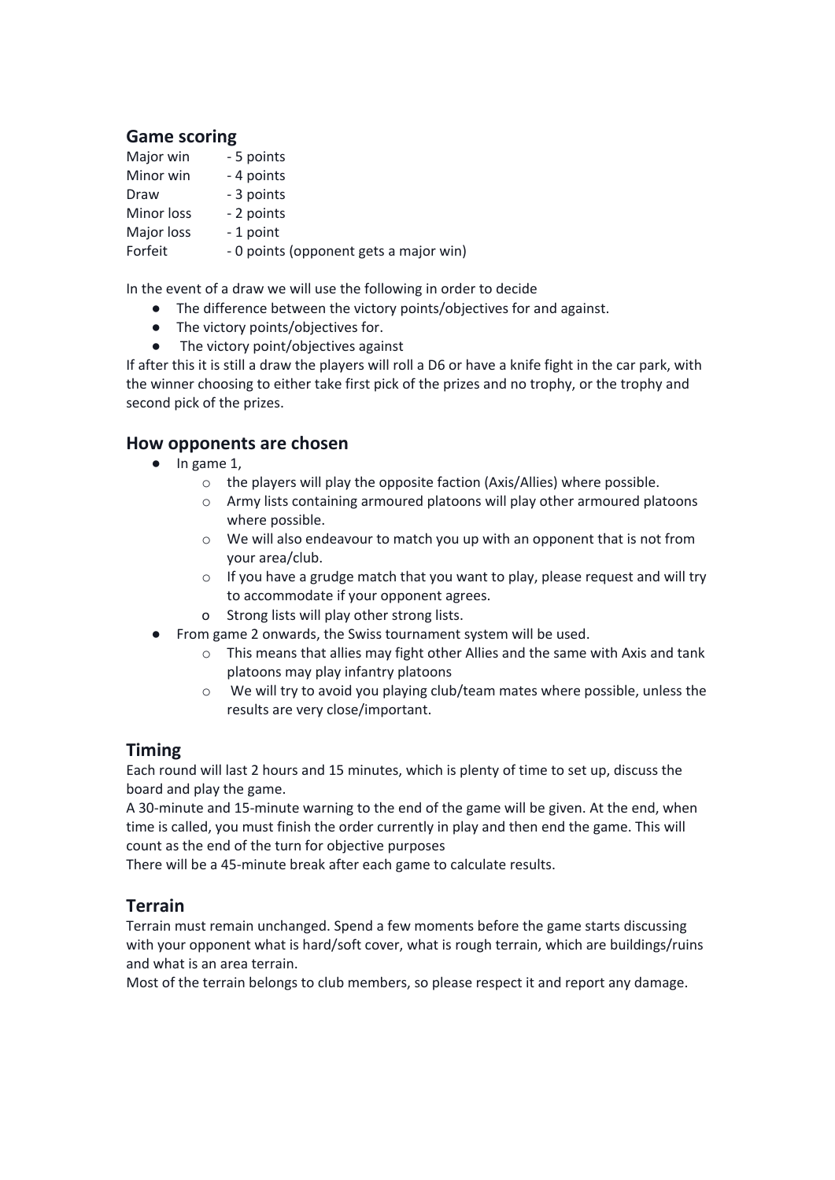## Game scoring

| | |
|---|---|
| Major win | - 5 points |
| Minor win | - 4 points |
| Draw | - 3 points |
| Minor loss | - 2 points |
| Major loss | - 1 point |
| Forfeit | - 0 points (opponent gets a major win) |

In the event of a draw we will use the following in order to decide

- The difference between the victory points/objectives for and against.
- The victory points/objectives for.
- The victory point/objectives against

If after this it is still a draw the players will roll a D6 or have a knife fight in the car park, with the winner choosing to either take first pick of the prizes and no trophy, or the trophy and second pick of the prizes.

## How opponents are chosen

- In game 1,
  - the players will play the opposite faction (Axis/Allies) where possible.
  - Army lists containing armoured platoons will play other armoured platoons where possible.
  - We will also endeavour to match you up with an opponent that is not from your area/club.
  - If you have a grudge match that you want to play, please request and will try to accommodate if your opponent agrees.
  - Strong lists will play other strong lists.
- From game 2 onwards, the Swiss tournament system will be used.
  - This means that allies may fight other Allies and the same with Axis and tank platoons may play infantry platoons
  - We will try to avoid you playing club/team mates where possible, unless the results are very close/important.

## Timing

Each round will last 2 hours and 15 minutes, which is plenty of time to set up, discuss the board and play the game.

A 30-minute and 15-minute warning to the end of the game will be given. At the end, when time is called, you must finish the order currently in play and then end the game. This will count as the end of the turn for objective purposes

There will be a 45-minute break after each game to calculate results.

## Terrain

Terrain must remain unchanged. Spend a few moments before the game starts discussing with your opponent what is hard/soft cover, what is rough terrain, which are buildings/ruins and what is an area terrain.

Most of the terrain belongs to club members, so please respect it and report any damage.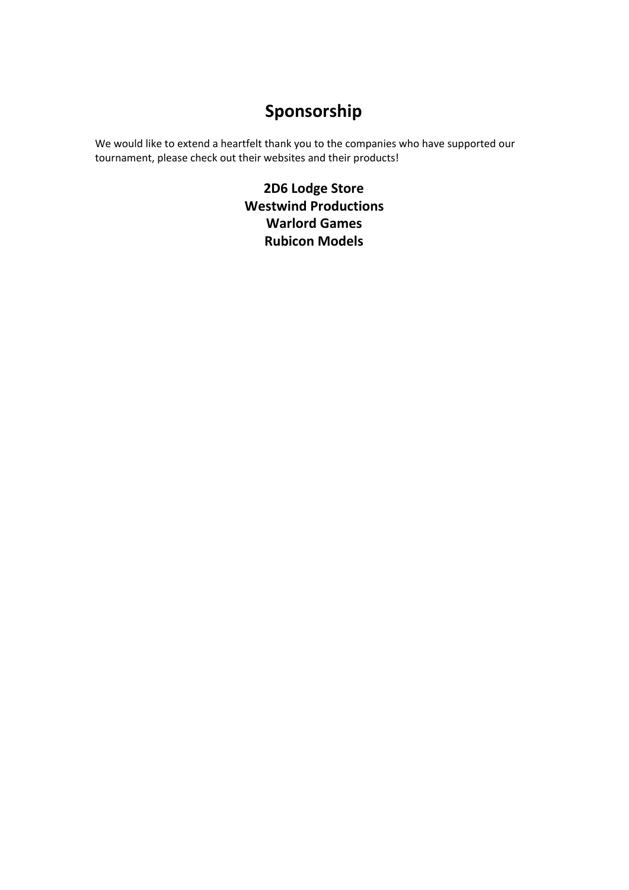# Sponsorship

We would like to extend a heartfelt thank you to the companies who have supported our tournament, please check out their websites and their products!

**2D6 Lodge Store**
**Westwind Productions**
**Warlord Games**
**Rubicon Models**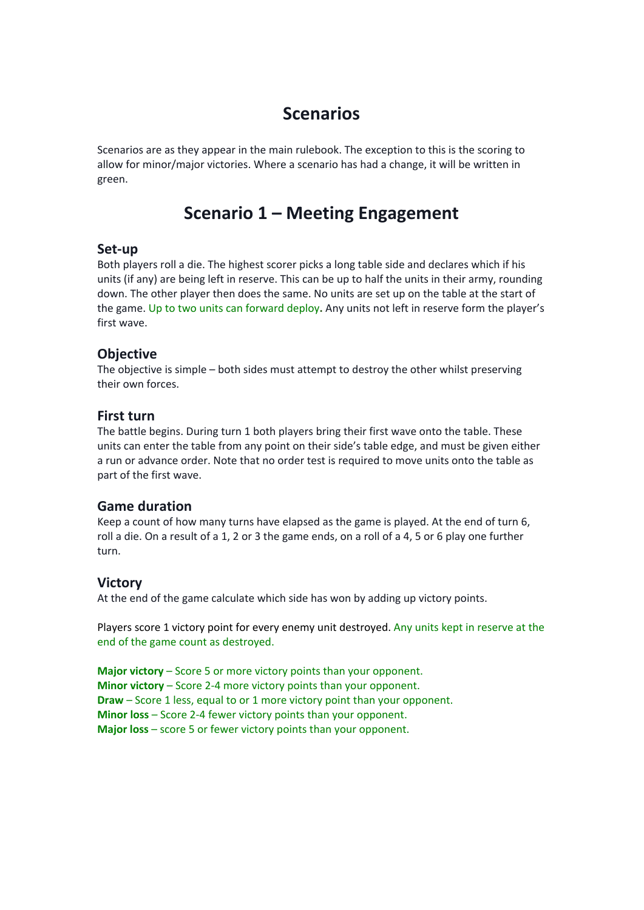# Scenarios

Scenarios are as they appear in the main rulebook. The exception to this is the scoring to allow for minor/major victories. Where a scenario has had a change, it will be written in green.

## Scenario 1 – Meeting Engagement

### Set-up

Both players roll a die. The highest scorer picks a long table side and declares which if his units (if any) are being left in reserve. This can be up to half the units in their army, rounding down. The other player then does the same. No units are set up on the table at the start of the game. Up to two units can forward deploy**.** Any units not left in reserve form the player's first wave.

### Objective

The objective is simple – both sides must attempt to destroy the other whilst preserving their own forces.

### First turn

The battle begins. During turn 1 both players bring their first wave onto the table. These units can enter the table from any point on their side's table edge, and must be given either a run or advance order. Note that no order test is required to move units onto the table as part of the first wave.

### Game duration

Keep a count of how many turns have elapsed as the game is played. At the end of turn 6, roll a die. On a result of a 1, 2 or 3 the game ends, on a roll of a 4, 5 or 6 play one further turn.

### Victory

At the end of the game calculate which side has won by adding up victory points.

Players score 1 victory point for every enemy unit destroyed. Any units kept in reserve at the end of the game count as destroyed.

**Major victory** – Score 5 or more victory points than your opponent.
**Minor victory** – Score 2-4 more victory points than your opponent.
**Draw** – Score 1 less, equal to or 1 more victory point than your opponent.
**Minor loss** – Score 2-4 fewer victory points than your opponent.
**Major loss** – score 5 or fewer victory points than your opponent.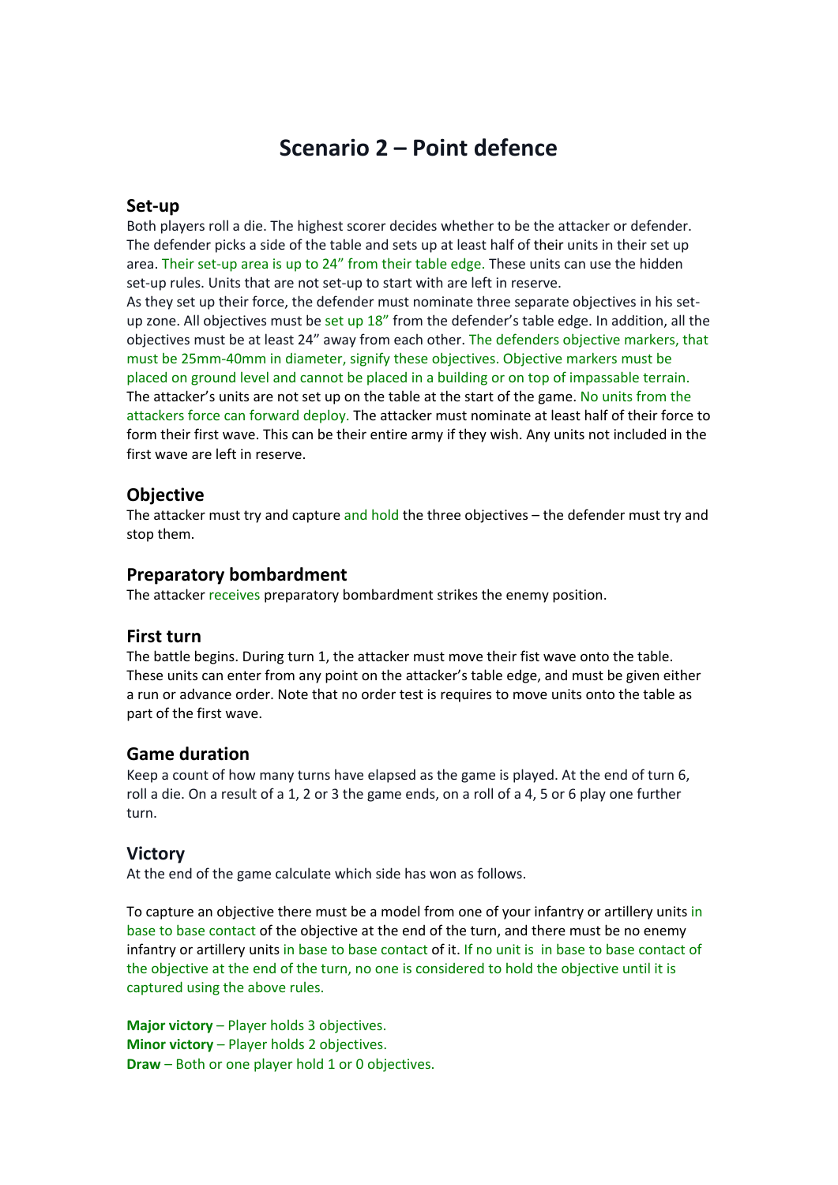# Scenario 2 – Point defence

## Set-up

Both players roll a die. The highest scorer decides whether to be the attacker or defender. The defender picks a side of the table and sets up at least half of their units in their set up area. Their set-up area is up to 24" from their table edge. These units can use the hidden set-up rules. Units that are not set-up to start with are left in reserve.
As they set up their force, the defender must nominate three separate objectives in his set-up zone. All objectives must be set up 18" from the defender's table edge. In addition, all the objectives must be at least 24" away from each other. The defenders objective markers, that must be 25mm-40mm in diameter, signify these objectives. Objective markers must be placed on ground level and cannot be placed in a building or on top of impassable terrain. The attacker's units are not set up on the table at the start of the game. No units from the attackers force can forward deploy. The attacker must nominate at least half of their force to form their first wave. This can be their entire army if they wish. Any units not included in the first wave are left in reserve.

## Objective

The attacker must try and capture and hold the three objectives – the defender must try and stop them.

## Preparatory bombardment

The attacker receives preparatory bombardment strikes the enemy position.

## First turn

The battle begins. During turn 1, the attacker must move their fist wave onto the table. These units can enter from any point on the attacker's table edge, and must be given either a run or advance order. Note that no order test is requires to move units onto the table as part of the first wave.

## Game duration

Keep a count of how many turns have elapsed as the game is played. At the end of turn 6, roll a die. On a result of a 1, 2 or 3 the game ends, on a roll of a 4, 5 or 6 play one further turn.

## Victory

At the end of the game calculate which side has won as follows.

To capture an objective there must be a model from one of your infantry or artillery units in base to base contact of the objective at the end of the turn, and there must be no enemy infantry or artillery units in base to base contact of it. If no unit is in base to base contact of the objective at the end of the turn, no one is considered to hold the objective until it is captured using the above rules.

**Major victory** – Player holds 3 objectives.
**Minor victory** – Player holds 2 objectives.
**Draw** – Both or one player hold 1 or 0 objectives.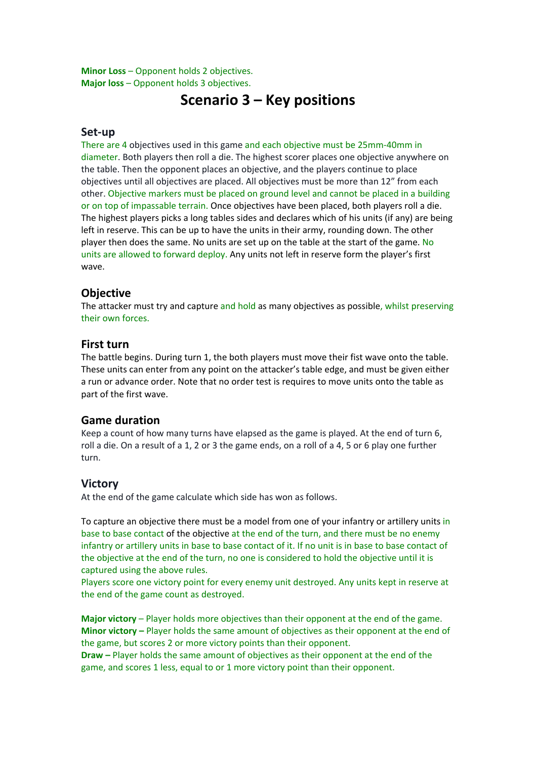**Minor Loss** – Opponent holds 2 objectives.
**Major loss** – Opponent holds 3 objectives.

# Scenario 3 – Key positions

## Set-up

There are 4 objectives used in this game and each objective must be 25mm-40mm in diameter. Both players then roll a die. The highest scorer places one objective anywhere on the table. Then the opponent places an objective, and the players continue to place objectives until all objectives are placed. All objectives must be more than 12" from each other. Objective markers must be placed on ground level and cannot be placed in a building or on top of impassable terrain. Once objectives have been placed, both players roll a die. The highest players picks a long tables sides and declares which of his units (if any) are being left in reserve. This can be up to have the units in their army, rounding down. The other player then does the same. No units are set up on the table at the start of the game. No units are allowed to forward deploy. Any units not left in reserve form the player's first wave.

## Objective

The attacker must try and capture and hold as many objectives as possible, whilst preserving their own forces.

## First turn

The battle begins. During turn 1, the both players must move their fist wave onto the table. These units can enter from any point on the attacker's table edge, and must be given either a run or advance order. Note that no order test is requires to move units onto the table as part of the first wave.

## Game duration

Keep a count of how many turns have elapsed as the game is played. At the end of turn 6, roll a die. On a result of a 1, 2 or 3 the game ends, on a roll of a 4, 5 or 6 play one further turn.

## Victory

At the end of the game calculate which side has won as follows.

To capture an objective there must be a model from one of your infantry or artillery units in base to base contact of the objective at the end of the turn, and there must be no enemy infantry or artillery units in base to base contact of it. If no unit is in base to base contact of the objective at the end of the turn, no one is considered to hold the objective until it is captured using the above rules.
Players score one victory point for every enemy unit destroyed. Any units kept in reserve at the end of the game count as destroyed.

**Major victory** – Player holds more objectives than their opponent at the end of the game.
**Minor victory –** Player holds the same amount of objectives as their opponent at the end of the game, but scores 2 or more victory points than their opponent.
**Draw –** Player holds the same amount of objectives as their opponent at the end of the game, and scores 1 less, equal to or 1 more victory point than their opponent.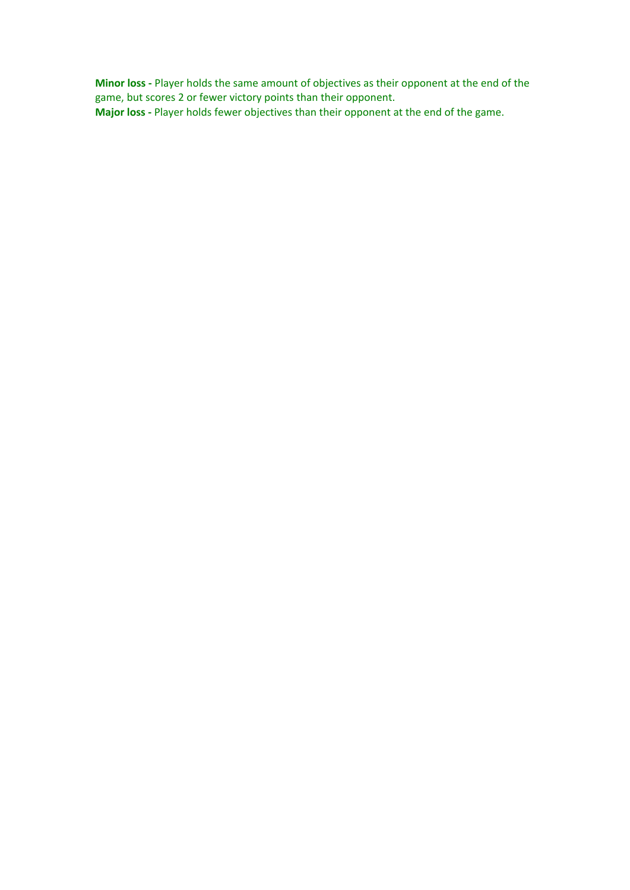**Minor loss -** Player holds the same amount of objectives as their opponent at the end of the game, but scores 2 or fewer victory points than their opponent.
**Major loss -** Player holds fewer objectives than their opponent at the end of the game.